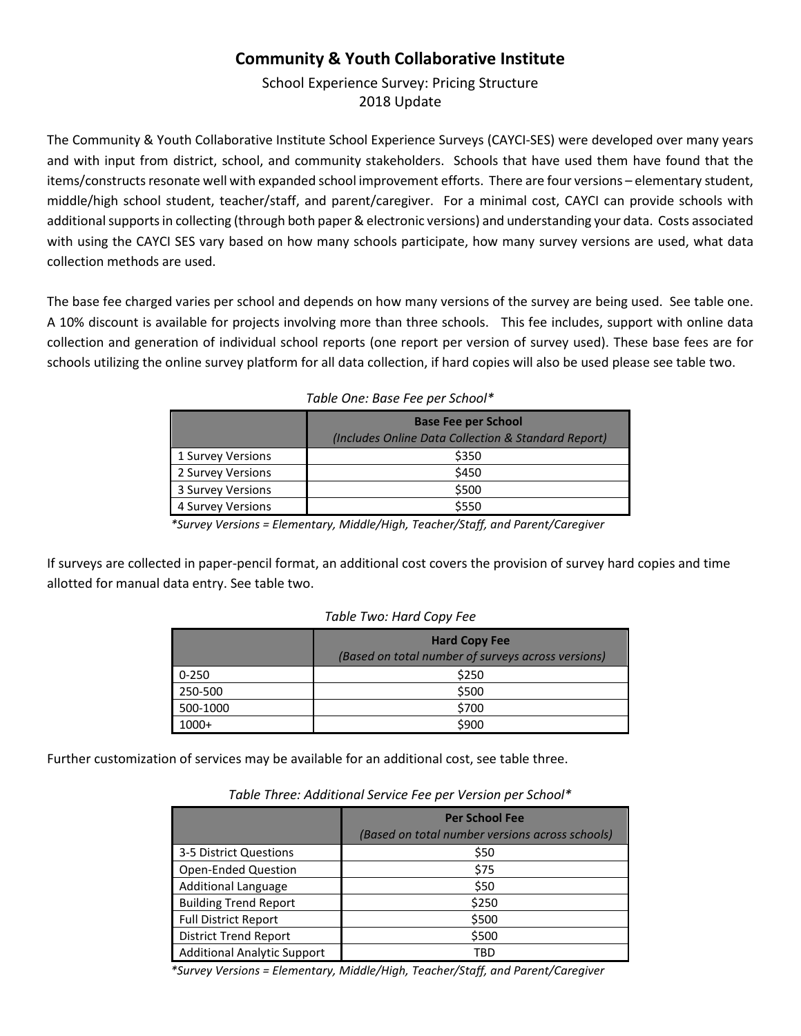# Community & Youth Collaborative Institute

School Experience Survey: Pricing Structure
2018 Update

The Community & Youth Collaborative Institute School Experience Surveys (CAYCI-SES) were developed over many years and with input from district, school, and community stakeholders. Schools that have used them have found that the items/constructs resonate well with expanded school improvement efforts. There are four versions – elementary student, middle/high school student, teacher/staff, and parent/caregiver. For a minimal cost, CAYCI can provide schools with additional supports in collecting (through both paper & electronic versions) and understanding your data. Costs associated with using the CAYCI SES vary based on how many schools participate, how many survey versions are used, what data collection methods are used.

The base fee charged varies per school and depends on how many versions of the survey are being used. See table one. A 10% discount is available for projects involving more than three schools. This fee includes, support with online data collection and generation of individual school reports (one report per version of survey used). These base fees are for schools utilizing the online survey platform for all data collection, if hard copies will also be used please see table two.

*Table One: Base Fee per School**

| | **Base Fee per School** *(Includes Online Data Collection & Standard Report)* |
|---|---|
| 1 Survey Versions | $350 |
| 2 Survey Versions | $450 |
| 3 Survey Versions | $500 |
| 4 Survey Versions | $550 |

*\*Survey Versions = Elementary, Middle/High, Teacher/Staff, and Parent/Caregiver*

If surveys are collected in paper-pencil format, an additional cost covers the provision of survey hard copies and time allotted for manual data entry. See table two.

*Table Two: Hard Copy Fee*

| | **Hard Copy Fee** *(Based on total number of surveys across versions)* |
|---|---|
| 0-250 | $250 |
| 250-500 | $500 |
| 500-1000 | $700 |
| 1000+ | $900 |

Further customization of services may be available for an additional cost, see table three.

*Table Three: Additional Service Fee per Version per School**

| | **Per School Fee** *(Based on total number versions across schools)* |
|---|---|
| 3-5 District Questions | $50 |
| Open-Ended Question | $75 |
| Additional Language | $50 |
| Building Trend Report | $250 |
| Full District Report | $500 |
| District Trend Report | $500 |
| Additional Analytic Support | TBD |

*\*Survey Versions = Elementary, Middle/High, Teacher/Staff, and Parent/Caregiver*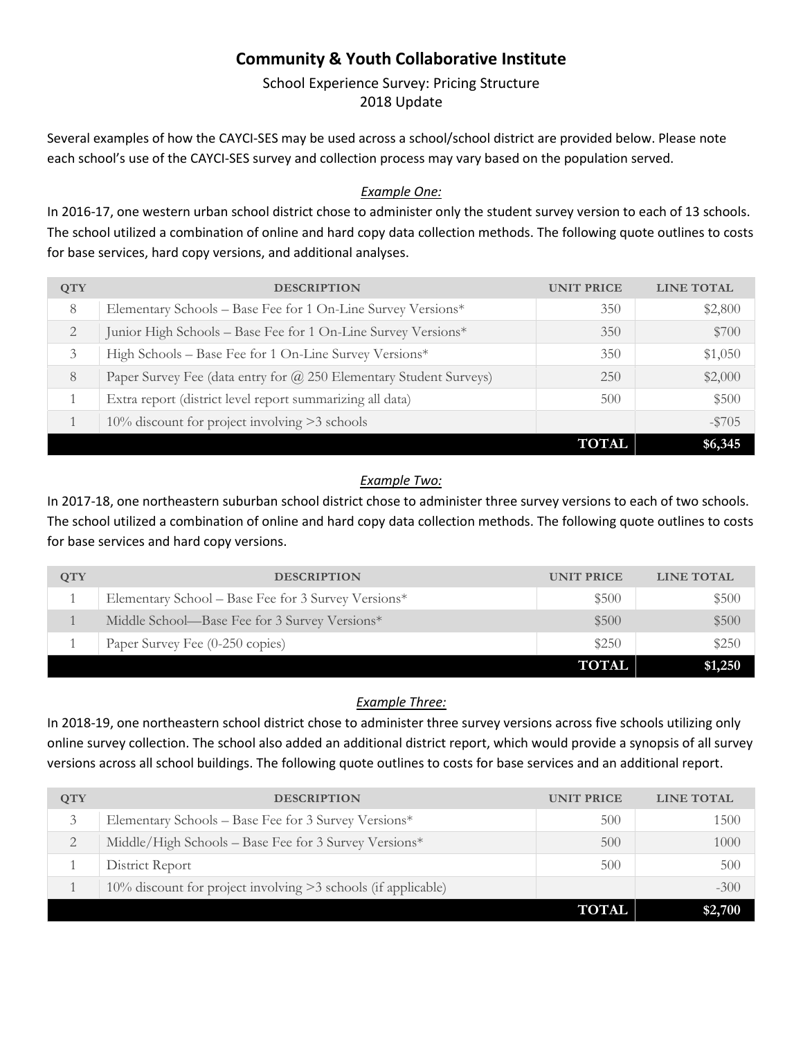# Community & Youth Collaborative Institute

School Experience Survey: Pricing Structure
2018 Update

Several examples of how the CAYCI-SES may be used across a school/school district are provided below. Please note each school's use of the CAYCI-SES survey and collection process may vary based on the population served.

*Example One:*

In 2016-17, one western urban school district chose to administer only the student survey version to each of 13 schools. The school utilized a combination of online and hard copy data collection methods. The following quote outlines to costs for base services, hard copy versions, and additional analyses.

| QTY | DESCRIPTION | UNIT PRICE | LINE TOTAL |
|---|---|---|---|
| 8 | Elementary Schools – Base Fee for 1 On-Line Survey Versions* | 350 | $2,800 |
| 2 | Junior High Schools – Base Fee for 1 On-Line Survey Versions* | 350 | $700 |
| 3 | High Schools – Base Fee for 1 On-Line Survey Versions* | 350 | $1,050 |
| 8 | Paper Survey Fee (data entry for @ 250 Elementary Student Surveys) | 250 | $2,000 |
| 1 | Extra report (district level report summarizing all data) | 500 | $500 |
| 1 | 10% discount for project involving >3 schools | | -$705 |
| | | **TOTAL** | **$6,345** |

*Example Two:*

In 2017-18, one northeastern suburban school district chose to administer three survey versions to each of two schools. The school utilized a combination of online and hard copy data collection methods. The following quote outlines to costs for base services and hard copy versions.

| QTY | DESCRIPTION | UNIT PRICE | LINE TOTAL |
|---|---|---|---|
| 1 | Elementary School – Base Fee for 3 Survey Versions* | $500 | $500 |
| 1 | Middle School—Base Fee for 3 Survey Versions* | $500 | $500 |
| 1 | Paper Survey Fee (0-250 copies) | $250 | $250 |
| | | **TOTAL** | **$1,250** |

*Example Three:*

In 2018-19, one northeastern school district chose to administer three survey versions across five schools utilizing only online survey collection. The school also added an additional district report, which would provide a synopsis of all survey versions across all school buildings. The following quote outlines to costs for base services and an additional report.

| QTY | DESCRIPTION | UNIT PRICE | LINE TOTAL |
|---|---|---|---|
| 3 | Elementary Schools – Base Fee for 3 Survey Versions* | 500 | 1500 |
| 2 | Middle/High Schools – Base Fee for 3 Survey Versions* | 500 | 1000 |
| 1 | District Report | 500 | 500 |
| 1 | 10% discount for project involving >3 schools (if applicable) | | -300 |
| | | **TOTAL** | **$2,700** |